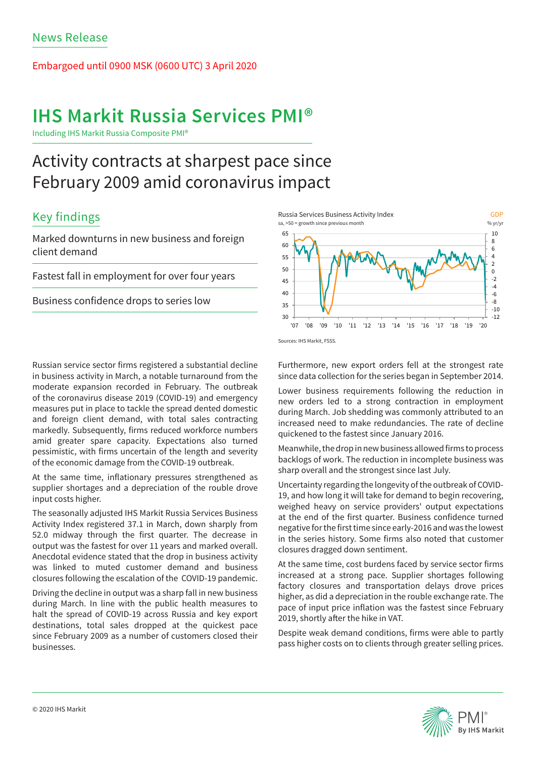News Release

Embargoed until 0900 MSK (0600 UTC) 3 April 2020

# IHS Markit Russia Services PMI®

Including IHS Markit Russia Composite PMI®

## Activity contracts at sharpest pace since February 2009 amid coronavirus impact

### Key findings

Marked downturns in new business and foreign client demand

Fastest fall in employment for over four years

Business confidence drops to series low

Russia Services Business Activity Index
sa, >50 = growth since previous month

GDP
% yr/yr

65
60
55
50
45
40
35
30

10
8
6
4
2
0
-2
-4
-6
-8
-10
-12

'07 '08 '09 '10 '11 '12 '13 '14 '15 '16 '17 '18 '19 '20

Sources: IHS Markit, FSSS.

Russian service sector firms registered a substantial decline in business activity in March, a notable turnaround from the moderate expansion recorded in February. The outbreak of the coronavirus disease 2019 (COVID-19) and emergency measures put in place to tackle the spread dented domestic and foreign client demand, with total sales contracting markedly. Subsequently, firms reduced workforce numbers amid greater spare capacity. Expectations also turned pessimistic, with firms uncertain of the length and severity of the economic damage from the COVID-19 outbreak.

At the same time, inflationary pressures strengthened as supplier shortages and a depreciation of the rouble drove input costs higher.

The seasonally adjusted IHS Markit Russia Services Business Activity Index registered 37.1 in March, down sharply from 52.0 midway through the first quarter. The decrease in output was the fastest for over 11 years and marked overall. Anecdotal evidence stated that the drop in business activity was linked to muted customer demand and business closures following the escalation of the COVID-19 pandemic.

Driving the decline in output was a sharp fall in new business during March. In line with the public health measures to halt the spread of COVID-19 across Russia and key export destinations, total sales dropped at the quickest pace since February 2009 as a number of customers closed their businesses.

Furthermore, new export orders fell at the strongest rate since data collection for the series began in September 2014.

Lower business requirements following the reduction in new orders led to a strong contraction in employment during March. Job shedding was commonly attributed to an increased need to make redundancies. The rate of decline quickened to the fastest since January 2016.

Meanwhile, the drop in new business allowed firms to process backlogs of work. The reduction in incomplete business was sharp overall and the strongest since last July.

Uncertainty regarding the longevity of the outbreak of COVID-19, and how long it will take for demand to begin recovering, weighed heavy on service providers' output expectations at the end of the first quarter. Business confidence turned negative for the first time since early-2016 and was the lowest in the series history. Some firms also noted that customer closures dragged down sentiment.

At the same time, cost burdens faced by service sector firms increased at a strong pace. Supplier shortages following factory closures and transportation delays drove prices higher, as did a depreciation in the rouble exchange rate. The pace of input price inflation was the fastest since February 2019, shortly after the hike in VAT.

Despite weak demand conditions, firms were able to partly pass higher costs on to clients through greater selling prices.

© 2020 IHS Markit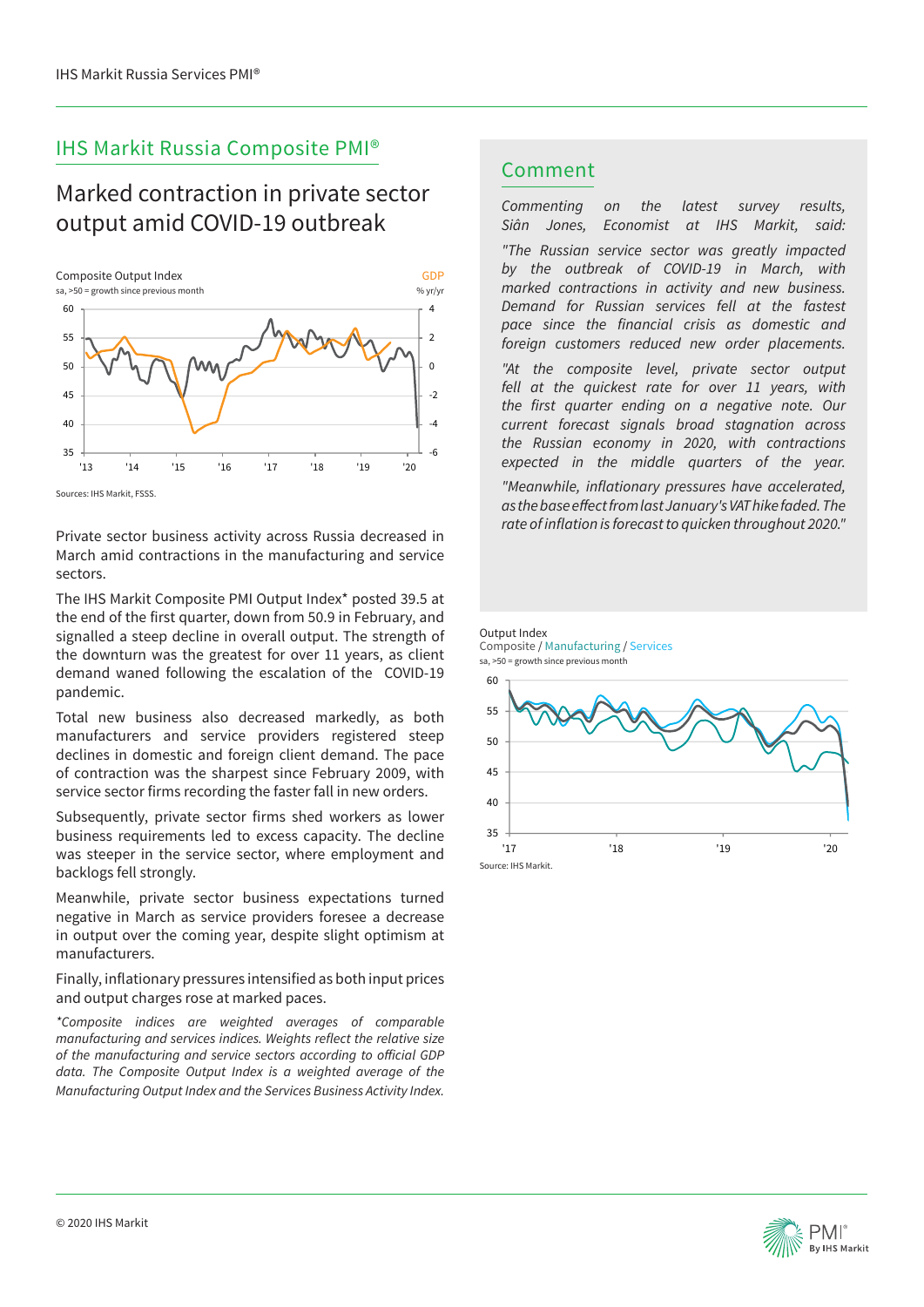## IHS Markit Russia Composite PMI®

# Marked contraction in private sector output amid COVID-19 outbreak

Composite Output Index
sa, >50 = growth since previous month

GDP
% yr/yr

60
55
50
45
40
35

4
2
0
-2
-4
-6

'13 '14 '15 '16 '17 '18 '19 '20

Sources: IHS Markit, FSSS.

Private sector business activity across Russia decreased in March amid contractions in the manufacturing and service sectors.

The IHS Markit Composite PMI Output Index* posted 39.5 at the end of the first quarter, down from 50.9 in February, and signalled a steep decline in overall output. The strength of the downturn was the greatest for over 11 years, as client demand waned following the escalation of the COVID-19 pandemic.

Total new business also decreased markedly, as both manufacturers and service providers registered steep declines in domestic and foreign client demand. The pace of contraction was the sharpest since February 2009, with service sector firms recording the faster fall in new orders.

Subsequently, private sector firms shed workers as lower business requirements led to excess capacity. The decline was steeper in the service sector, where employment and backlogs fell strongly.

Meanwhile, private sector business expectations turned negative in March as service providers foresee a decrease in output over the coming year, despite slight optimism at manufacturers.

Finally, inflationary pressures intensified as both input prices and output charges rose at marked paces.

*\*Composite indices are weighted averages of comparable manufacturing and services indices. Weights reflect the relative size of the manufacturing and service sectors according to official GDP data. The Composite Output Index is a weighted average of the Manufacturing Output Index and the Services Business Activity Index.*

## Comment

*Commenting on the latest survey results, Siân Jones, Economist at IHS Markit, said:*

*"The Russian service sector was greatly impacted by the outbreak of COVID-19 in March, with marked contractions in activity and new business. Demand for Russian services fell at the fastest pace since the financial crisis as domestic and foreign customers reduced new order placements.*

*"At the composite level, private sector output fell at the quickest rate for over 11 years, with the first quarter ending on a negative note. Our current forecast signals broad stagnation across the Russian economy in 2020, with contractions expected in the middle quarters of the year.*

*"Meanwhile, inflationary pressures have accelerated, as the base effect from last January's VAT hike faded. The rate of inflation is forecast to quicken throughout 2020."*

Output Index
Composite / Manufacturing / Services
sa, >50 = growth since previous month

60
55
50
45
40
35

'17 '18 '19 '20

Source: IHS Markit.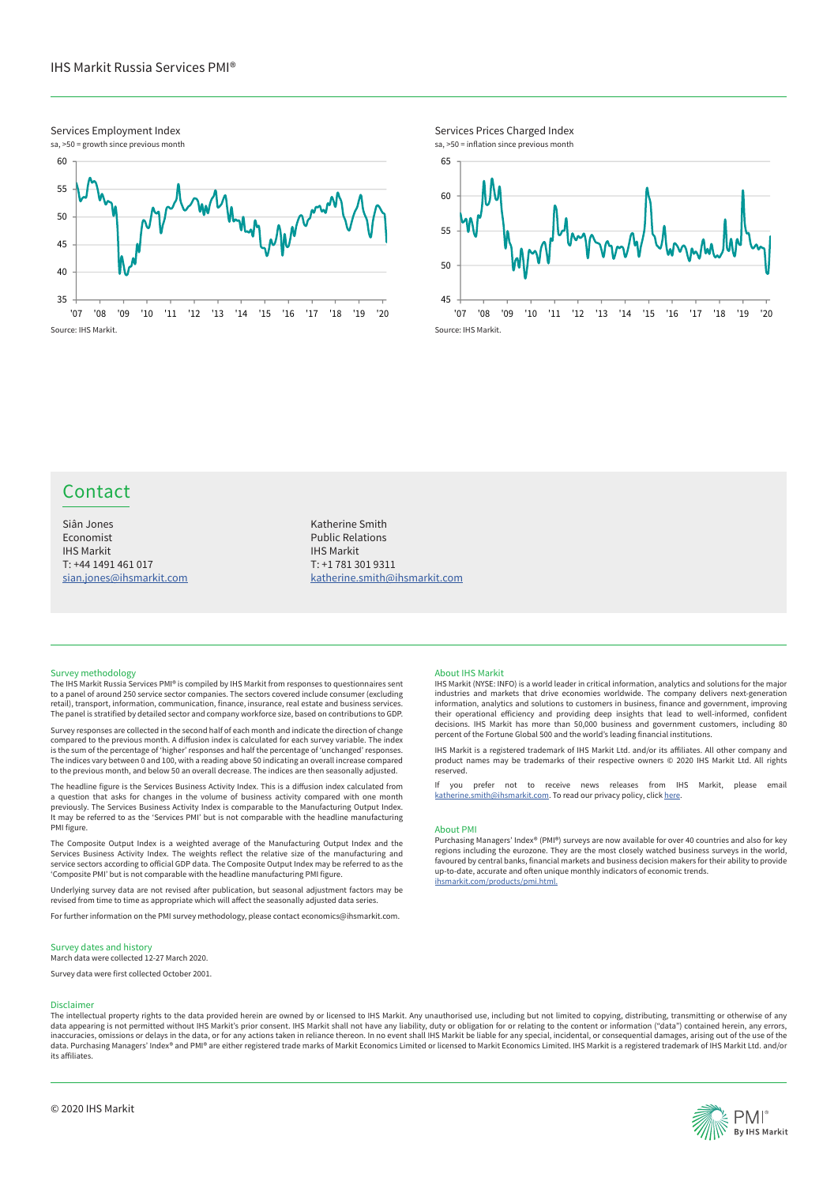Services Employment Index

sa, >50 = growth since previous month

60
55
50
45
40
35

'07 '08 '09 '10 '11 '12 '13 '14 '15 '16 '17 '18 '19 '20

Source: IHS Markit.

Services Prices Charged Index

sa, >50 = inflation since previous month

65
60
55
50
45

'07 '08 '09 '10 '11 '12 '13 '14 '15 '16 '17 '18 '19 '20

Source: IHS Markit.

## Contact

Siân Jones
Economist
IHS Markit
T: +44 1491 461 017
sian.jones@ihsmarkit.com

Katherine Smith
Public Relations
IHS Markit
T: +1 781 301 9311
katherine.smith@ihsmarkit.com

### Survey methodology

The IHS Markit Russia Services PMI® is compiled by IHS Markit from responses to questionnaires sent to a panel of around 250 service sector companies. The sectors covered include consumer (excluding retail), transport, information, communication, finance, insurance, real estate and business services. The panel is stratified by detailed sector and company workforce size, based on contributions to GDP.

Survey responses are collected in the second half of each month and indicate the direction of change compared to the previous month. A diffusion index is calculated for each survey variable. The index is the sum of the percentage of 'higher' responses and half the percentage of 'unchanged' responses. The indices vary between 0 and 100, with a reading above 50 indicating an overall increase compared to the previous month, and below 50 an overall decrease. The indices are then seasonally adjusted.

The headline figure is the Services Business Activity Index. This is a diffusion index calculated from a question that asks for changes in the volume of business activity compared with one month previously. The Services Business Activity Index is comparable to the Manufacturing Output Index. It may be referred to as the 'Services PMI' but is not comparable with the headline manufacturing PMI figure.

The Composite Output Index is a weighted average of the Manufacturing Output Index and the Services Business Activity Index. The weights reflect the relative size of the manufacturing and service sectors according to official GDP data. The Composite Output Index may be referred to as the 'Composite PMI' but is not comparable with the headline manufacturing PMI figure.

Underlying survey data are not revised after publication, but seasonal adjustment factors may be revised from time to time as appropriate which will affect the seasonally adjusted data series.

For further information on the PMI survey methodology, please contact economics@ihsmarkit.com.

### Survey dates and history

March data were collected 12-27 March 2020.

Survey data were first collected October 2001.

### About IHS Markit

IHS Markit (NYSE: INFO) is a world leader in critical information, analytics and solutions for the major industries and markets that drive economies worldwide. The company delivers next-generation information, analytics and solutions to customers in business, finance and government, improving their operational efficiency and providing deep insights that lead to well-informed, confident decisions. IHS Markit has more than 50,000 business and government customers, including 80 percent of the Fortune Global 500 and the world's leading financial institutions.

IHS Markit is a registered trademark of IHS Markit Ltd. and/or its affiliates. All other company and product names may be trademarks of their respective owners © 2020 IHS Markit Ltd. All rights reserved.

If you prefer not to receive news releases from IHS Markit, please email katherine.smith@ihsmarkit.com. To read our privacy policy, click here.

### About PMI

Purchasing Managers' Index® (PMI®) surveys are now available for over 40 countries and also for key regions including the eurozone. They are the most closely watched business surveys in the world, favoured by central banks, financial markets and business decision makers for their ability to provide up-to-date, accurate and often unique monthly indicators of economic trends.
ihsmarkit.com/products/pmi.html.

### Disclaimer

The intellectual property rights to the data provided herein are owned by or licensed to IHS Markit. Any unauthorised use, including but not limited to copying, distributing, transmitting or otherwise of any data appearing is not permitted without IHS Markit's prior consent. IHS Markit shall not have any liability, duty or obligation for or relating to the content or information ("data") contained herein, any errors, inaccuracies, omissions or delays in the data, or for any actions taken in reliance thereon. In no event shall IHS Markit be liable for any special, incidental, or consequential damages, arising out of the use of the data. Purchasing Managers' Index® and PMI® are either registered trade marks of Markit Economics Limited or licensed to Markit Economics Limited. IHS Markit is a registered trademark of IHS Markit Ltd. and/or its affiliates.

© 2020 IHS Markit